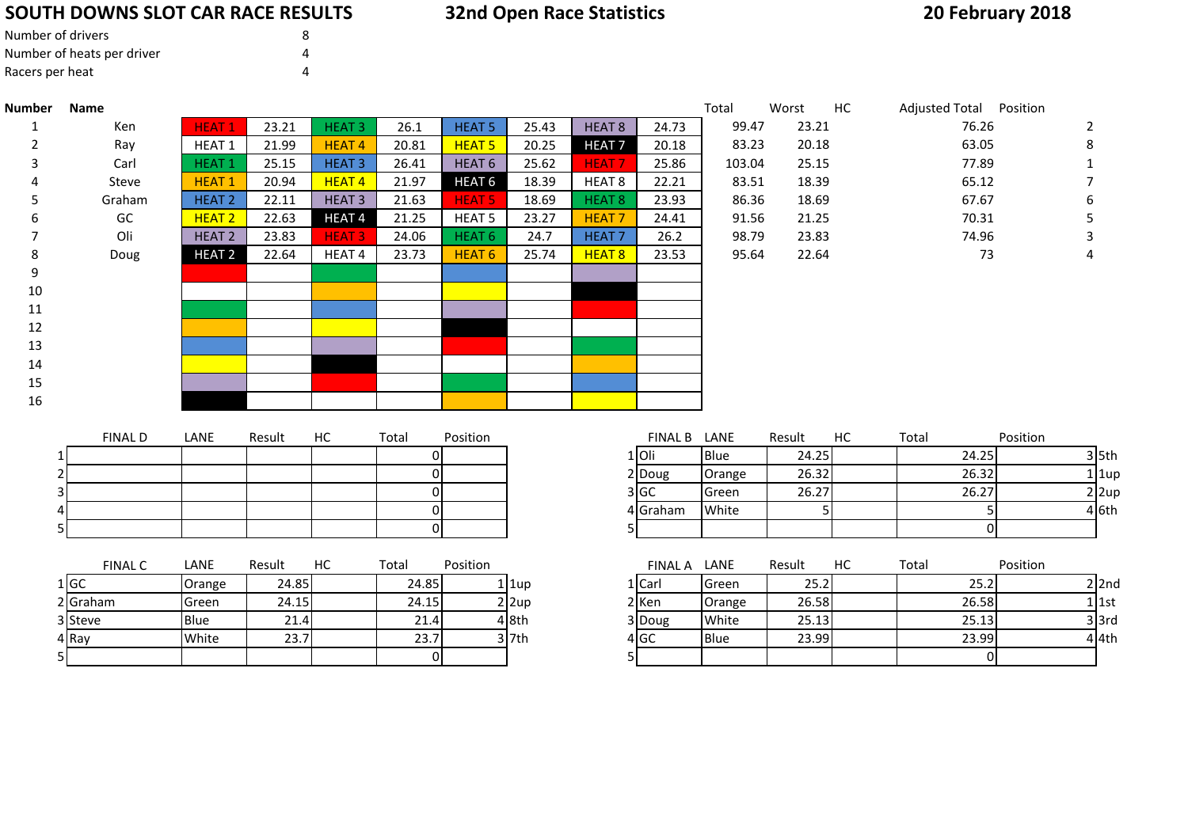# SOUTH DOWNS SLOT CAR RACE RESULTS

## 32nd Open Race Statistics

**20 February 2018**

| | |
|---|---|
| Number of drivers | 8 |
| Number of heats per driver | 4 |
| Racers per heat | 4 |

| Number | Name | | | | | | | | | Total | Worst | HC | Adjusted Total | Position |
|---|---|---|---|---|---|---|---|---|---|---|---|---|---|---|
| 1 | Ken | HEAT 1 | 23.21 | HEAT 3 | 26.1 | HEAT 5 | 25.43 | HEAT 8 | 24.73 | 99.47 | 23.21 | | 76.26 | 2 |
| 2 | Ray | HEAT 1 | 21.99 | HEAT 4 | 20.81 | HEAT 5 | 20.25 | HEAT 7 | 20.18 | 83.23 | 20.18 | | 63.05 | 8 |
| 3 | Carl | HEAT 1 | 25.15 | HEAT 3 | 26.41 | HEAT 6 | 25.62 | HEAT 7 | 25.86 | 103.04 | 25.15 | | 77.89 | 1 |
| 4 | Steve | HEAT 1 | 20.94 | HEAT 4 | 21.97 | HEAT 6 | 18.39 | HEAT 8 | 22.21 | 83.51 | 18.39 | | 65.12 | 7 |
| 5 | Graham | HEAT 2 | 22.11 | HEAT 3 | 21.63 | HEAT 5 | 18.69 | HEAT 8 | 23.93 | 86.36 | 18.69 | | 67.67 | 6 |
| 6 | GC | HEAT 2 | 22.63 | HEAT 4 | 21.25 | HEAT 5 | 23.27 | HEAT 7 | 24.41 | 91.56 | 21.25 | | 70.31 | 5 |
| 7 | Oli | HEAT 2 | 23.83 | HEAT 3 | 24.06 | HEAT 6 | 24.7 | HEAT 7 | 26.2 | 98.79 | 23.83 | | 74.96 | 3 |
| 8 | Doug | HEAT 2 | 22.64 | HEAT 4 | 23.73 | HEAT 6 | 25.74 | HEAT 8 | 23.53 | 95.64 | 22.64 | | 73 | 4 |
| 9 | | | | | | | | | | | | | | |
| 10 | | | | | | | | | | | | | | |
| 11 | | | | | | | | | | | | | | |
| 12 | | | | | | | | | | | | | | |
| 13 | | | | | | | | | | | | | | |
| 14 | | | | | | | | | | | | | | |
| 15 | | | | | | | | | | | | | | |
| 16 | | | | | | | | | | | | | | |

| | FINAL D | LANE | Result | HC | Total | Position |
|---|---|---|---|---|---|---|
| 1 | | | | | 0 | |
| 2 | | | | | 0 | |
| 3 | | | | | 0 | |
| 4 | | | | | 0 | |
| 5 | | | | | 0 | |

| | FINAL C | LANE | Result | HC | Total | Position | |
|---|---|---|---|---|---|---|---|
| 1 | GC | Orange | 24.85 | | 24.85 | 1 | 1up |
| 2 | Graham | Green | 24.15 | | 24.15 | 2 | 2up |
| 3 | Steve | Blue | 21.4 | | 21.4 | 4 | 8th |
| 4 | Ray | White | 23.7 | | 23.7 | 3 | 7th |
| 5 | | | | | 0 | | |

| | FINAL B | LANE | Result | HC | Total | Position | |
|---|---|---|---|---|---|---|---|
| 1 | Oli | Blue | 24.25 | | 24.25 | 3 | 5th |
| 2 | Doug | Orange | 26.32 | | 26.32 | 1 | 1up |
| 3 | GC | Green | 26.27 | | 26.27 | 2 | 2up |
| 4 | Graham | White | 5 | | 5 | 4 | 6th |
| 5 | | | | | 0 | | |

| | FINAL A | LANE | Result | HC | Total | Position | |
|---|---|---|---|---|---|---|---|
| 1 | Carl | Green | 25.2 | | 25.2 | 2 | 2nd |
| 2 | Ken | Orange | 26.58 | | 26.58 | 1 | 1st |
| 3 | Doug | White | 25.13 | | 25.13 | 3 | 3rd |
| 4 | GC | Blue | 23.99 | | 23.99 | 4 | 4th |
| 5 | | | | | 0 | | |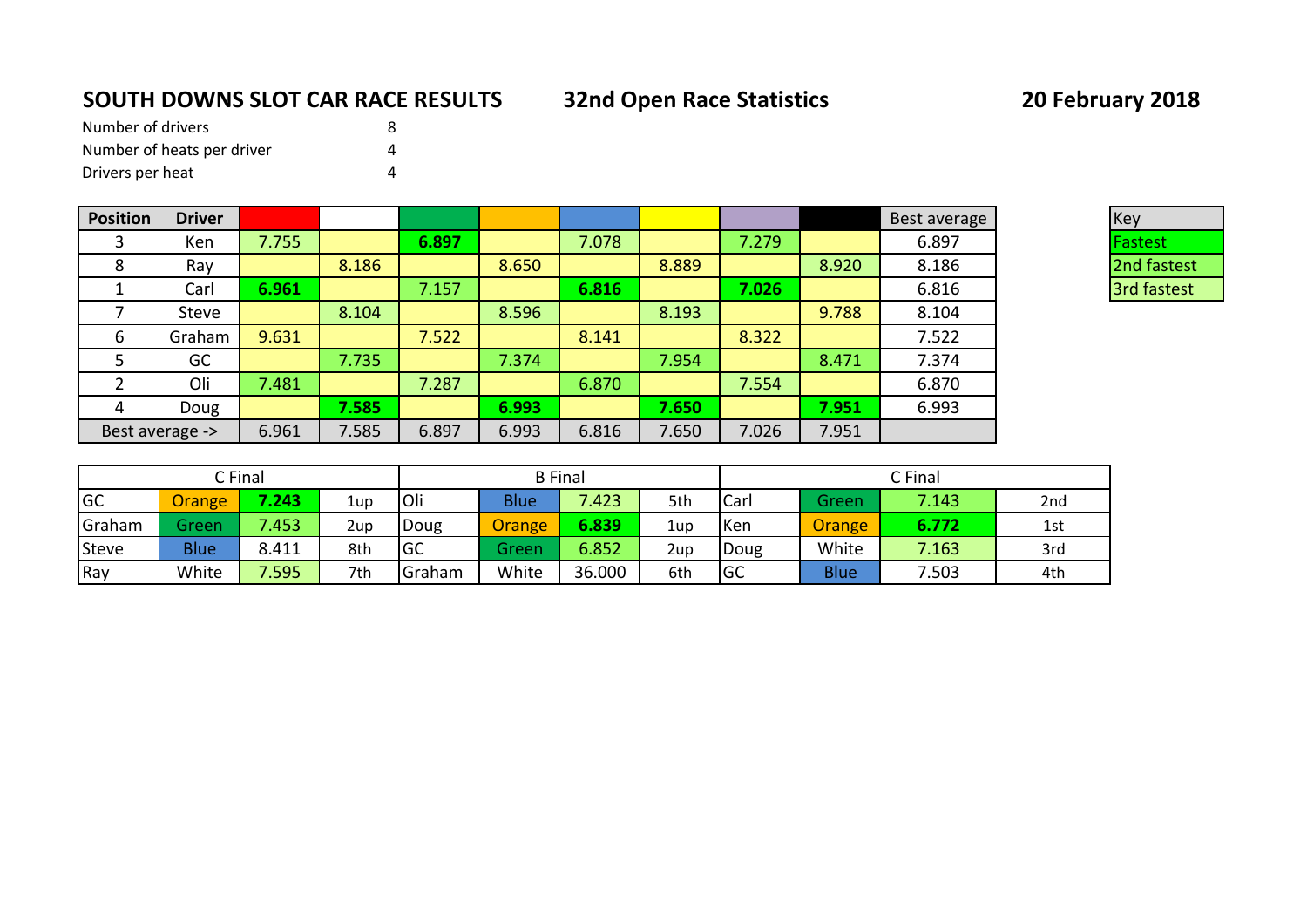**SOUTH DOWNS SLOT CAR RACE RESULTS** **32nd Open Race Statistics** **20 February 2018**

| | |
|---|---|
| Number of drivers | 8 |
| Number of heats per driver | 4 |
| Drivers per heat | 4 |

| Position | Driver | Red | White | Green | Orange | Blue | Yellow | Purple | Black | Best average |
|---|---|---|---|---|---|---|---|---|---|---|
| 3 | Ken | 7.755 | | **6.897** | | 7.078 | | 7.279 | | 6.897 |
| 8 | Ray | | 8.186 | | 8.650 | | 8.889 | | 8.920 | 8.186 |
| 1 | Carl | **6.961** | | 7.157 | | **6.816** | | **7.026** | | 6.816 |
| 7 | Steve | | 8.104 | | 8.596 | | 8.193 | | 9.788 | 8.104 |
| 6 | Graham | 9.631 | | 7.522 | | 8.141 | | 8.322 | | 7.522 |
| 5 | GC | | 7.735 | | 7.374 | | 7.954 | | 8.471 | 7.374 |
| 2 | Oli | 7.481 | | 7.287 | | 6.870 | | 7.554 | | 6.870 |
| 4 | Doug | | **7.585** | | **6.993** | | **7.650** | | **7.951** | 6.993 |
| Best average -> | | 6.961 | 7.585 | 6.897 | 6.993 | 6.816 | 7.650 | 7.026 | 7.951 | |

| Key |
|---|
| Fastest |
| 2nd fastest |
| 3rd fastest |

| C Final | | | | B Final | | | | C Final | | | |
|---|---|---|---|---|---|---|---|---|---|---|---|
| GC | Orange | **7.243** | 1up | Oli | Blue | 7.423 | 5th | Carl | Green | 7.143 | 2nd |
| Graham | Green | 7.453 | 2up | Doug | Orange | **6.839** | 1up | Ken | Orange | **6.772** | 1st |
| Steve | Blue | 8.411 | 8th | GC | Green | 6.852 | 2up | Doug | White | 7.163 | 3rd |
| Ray | White | 7.595 | 7th | Graham | White | 36.000 | 6th | GC | Blue | 7.503 | 4th |